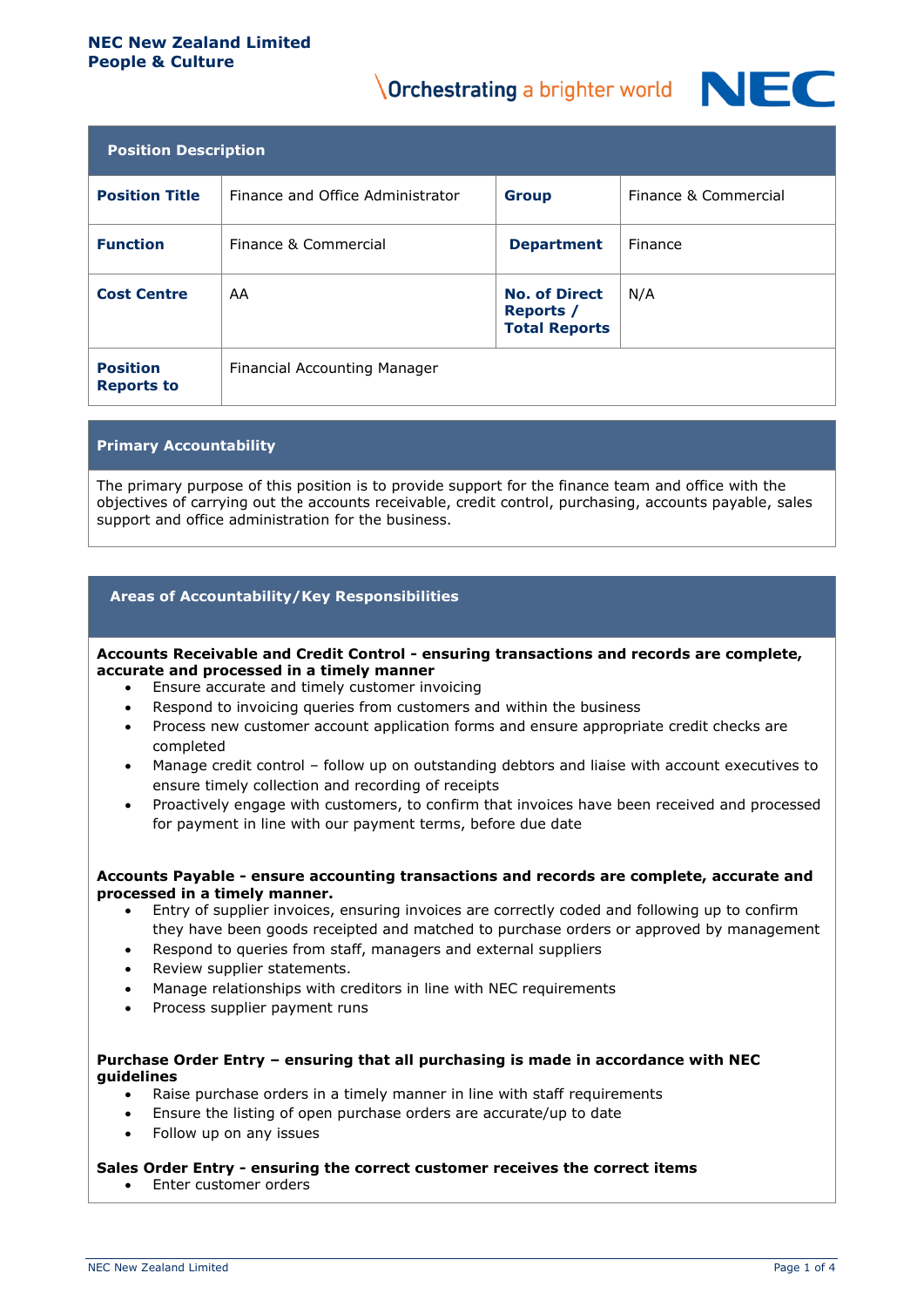**NEC New Zealand Limited**
**People & Culture**

\Orchestrating a brighter world

NEC

## Position Description

| **Position Title** | Finance and Office Administrator | **Group** | Finance & Commercial |
|---|---|---|---|
| **Function** | Finance & Commercial | **Department** | Finance |
| **Cost Centre** | AA | **No. of Direct Reports / Total Reports** | N/A |
| **Position Reports to** | Financial Accounting Manager | | |

## Primary Accountability

The primary purpose of this position is to provide support for the finance team and office with the objectives of carrying out the accounts receivable, credit control, purchasing, accounts payable, sales support and office administration for the business.

## Areas of Accountability/Key Responsibilities

**Accounts Receivable and Credit Control - ensuring transactions and records are complete, accurate and processed in a timely manner**

- Ensure accurate and timely customer invoicing
- Respond to invoicing queries from customers and within the business
- Process new customer account application forms and ensure appropriate credit checks are completed
- Manage credit control – follow up on outstanding debtors and liaise with account executives to ensure timely collection and recording of receipts
- Proactively engage with customers, to confirm that invoices have been received and processed for payment in line with our payment terms, before due date

**Accounts Payable - ensure accounting transactions and records are complete, accurate and processed in a timely manner.**

- Entry of supplier invoices, ensuring invoices are correctly coded and following up to confirm they have been goods receipted and matched to purchase orders or approved by management
- Respond to queries from staff, managers and external suppliers
- Review supplier statements.
- Manage relationships with creditors in line with NEC requirements
- Process supplier payment runs

**Purchase Order Entry – ensuring that all purchasing is made in accordance with NEC guidelines**

- Raise purchase orders in a timely manner in line with staff requirements
- Ensure the listing of open purchase orders are accurate/up to date
- Follow up on any issues

**Sales Order Entry - ensuring the correct customer receives the correct items**

- Enter customer orders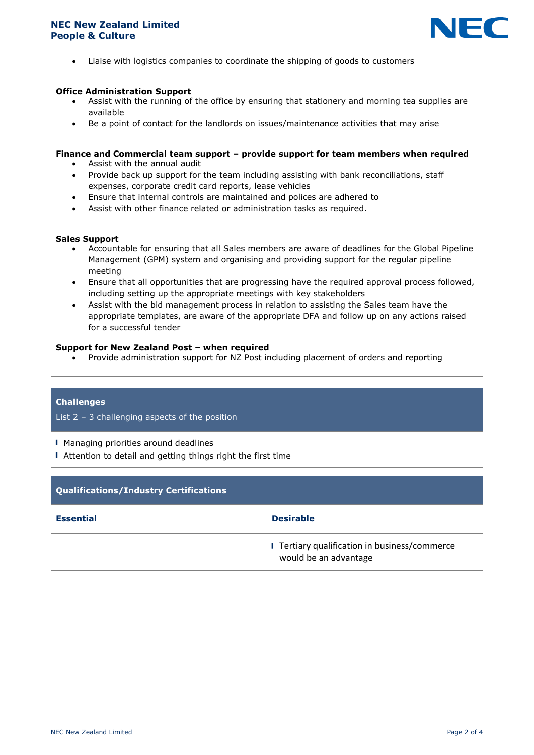- Liaise with logistics companies to coordinate the shipping of goods to customers

**Office Administration Support**

- Assist with the running of the office by ensuring that stationery and morning tea supplies are available
- Be a point of contact for the landlords on issues/maintenance activities that may arise

**Finance and Commercial team support – provide support for team members when required**

- Assist with the annual audit
- Provide back up support for the team including assisting with bank reconciliations, staff expenses, corporate credit card reports, lease vehicles
- Ensure that internal controls are maintained and polices are adhered to
- Assist with other finance related or administration tasks as required.

**Sales Support**

- Accountable for ensuring that all Sales members are aware of deadlines for the Global Pipeline Management (GPM) system and organising and providing support for the regular pipeline meeting
- Ensure that all opportunities that are progressing have the required approval process followed, including setting up the appropriate meetings with key stakeholders
- Assist with the bid management process in relation to assisting the Sales team have the appropriate templates, are aware of the appropriate DFA and follow up on any actions raised for a successful tender

**Support for New Zealand Post – when required**

- Provide administration support for NZ Post including placement of orders and reporting

## Challenges

List 2 – 3 challenging aspects of the position

- Managing priorities around deadlines
- Attention to detail and getting things right the first time

## Qualifications/Industry Certifications

| Essential | Desirable |
|---|---|
| | Tertiary qualification in business/commerce would be an advantage |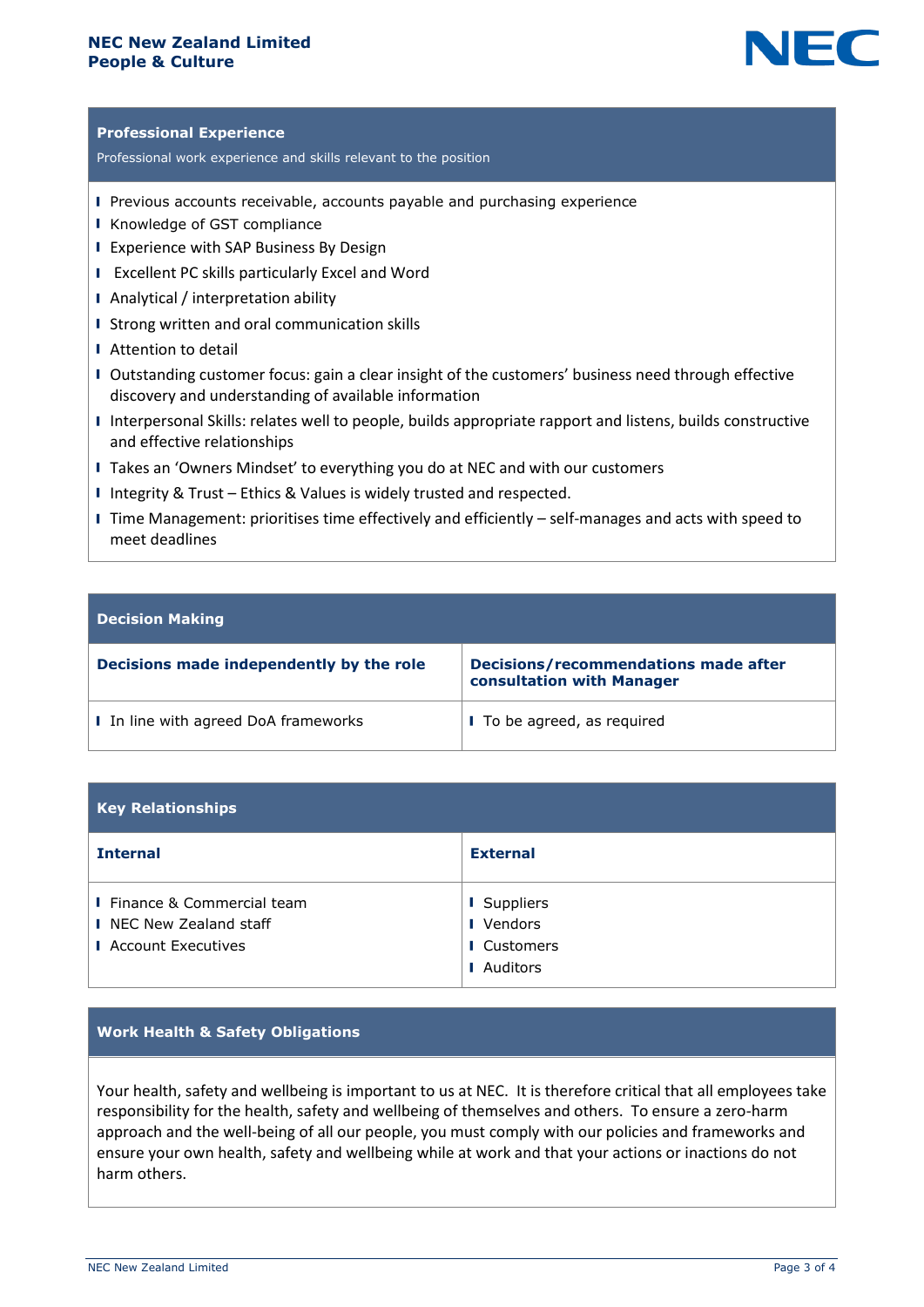## Professional Experience

Professional work experience and skills relevant to the position

- Previous accounts receivable, accounts payable and purchasing experience
- Knowledge of GST compliance
- Experience with SAP Business By Design
- Excellent PC skills particularly Excel and Word
- Analytical / interpretation ability
- Strong written and oral communication skills
- Attention to detail
- Outstanding customer focus: gain a clear insight of the customers' business need through effective discovery and understanding of available information
- Interpersonal Skills: relates well to people, builds appropriate rapport and listens, builds constructive and effective relationships
- Takes an 'Owners Mindset' to everything you do at NEC and with our customers
- Integrity & Trust – Ethics & Values is widely trusted and respected.
- Time Management: prioritises time effectively and efficiently – self-manages and acts with speed to meet deadlines

## Decision Making

| Decisions made independently by the role | Decisions/recommendations made after consultation with Manager |
|---|---|
| In line with agreed DoA frameworks | To be agreed, as required |

## Key Relationships

| Internal | External |
|---|---|
| Finance & Commercial team<br>NEC New Zealand staff<br>Account Executives | Suppliers<br>Vendors<br>Customers<br>Auditors |

## Work Health & Safety Obligations

Your health, safety and wellbeing is important to us at NEC. It is therefore critical that all employees take responsibility for the health, safety and wellbeing of themselves and others. To ensure a zero-harm approach and the well-being of all our people, you must comply with our policies and frameworks and ensure your own health, safety and wellbeing while at work and that your actions or inactions do not harm others.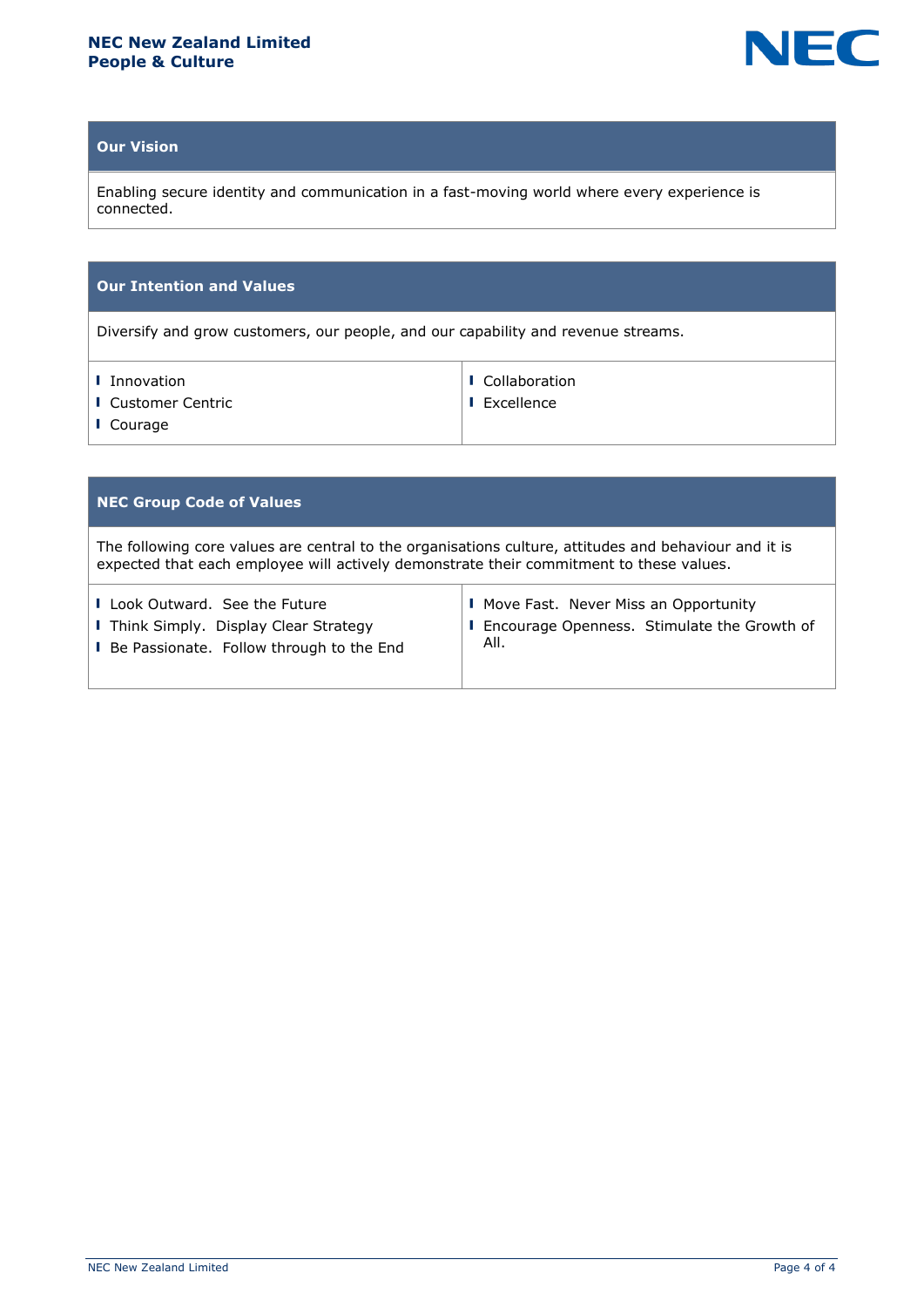## Our Vision

Enabling secure identity and communication in a fast-moving world where every experience is connected.

## Our Intention and Values

Diversify and grow customers, our people, and our capability and revenue streams.

- Innovation
- Customer Centric
- Courage
- Collaboration
- Excellence

## NEC Group Code of Values

The following core values are central to the organisations culture, attitudes and behaviour and it is expected that each employee will actively demonstrate their commitment to these values.

- Look Outward. See the Future
- Think Simply. Display Clear Strategy
- Be Passionate. Follow through to the End
- Move Fast. Never Miss an Opportunity
- Encourage Openness. Stimulate the Growth of All.